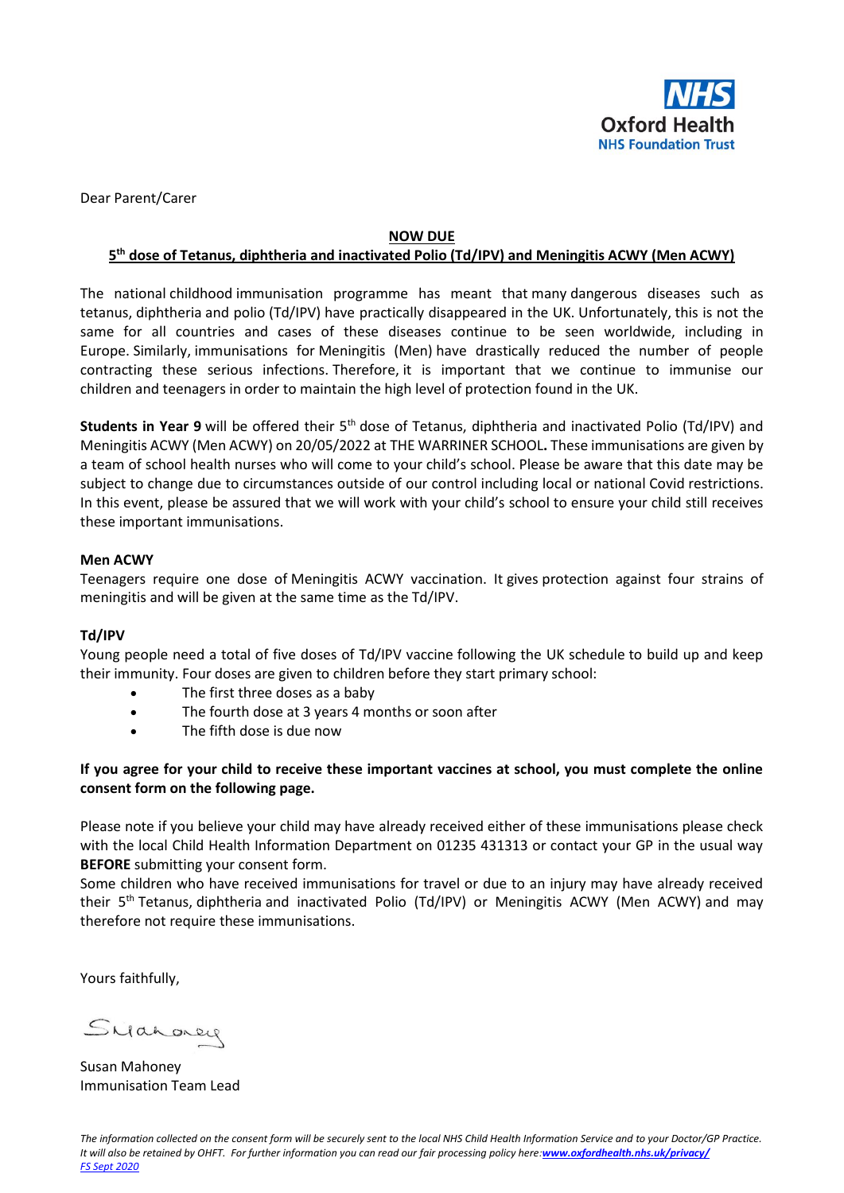NHS
Oxford Health
NHS Foundation Trust

Dear Parent/Carer

**NOW DUE**

**5th dose of Tetanus, diphtheria and inactivated Polio (Td/IPV) and Meningitis ACWY (Men ACWY)**

The national childhood immunisation programme has meant that many dangerous diseases such as tetanus, diphtheria and polio (Td/IPV) have practically disappeared in the UK. Unfortunately, this is not the same for all countries and cases of these diseases continue to be seen worldwide, including in Europe. Similarly, immunisations for Meningitis (Men) have drastically reduced the number of people contracting these serious infections. Therefore, it is important that we continue to immunise our children and teenagers in order to maintain the high level of protection found in the UK.

**Students in Year 9** will be offered their 5th dose of Tetanus, diphtheria and inactivated Polio (Td/IPV) and Meningitis ACWY (Men ACWY) on 20/05/2022 at THE WARRINER SCHOOL**.** These immunisations are given by a team of school health nurses who will come to your child's school. Please be aware that this date may be subject to change due to circumstances outside of our control including local or national Covid restrictions. In this event, please be assured that we will work with your child's school to ensure your child still receives these important immunisations.

**Men ACWY**

Teenagers require one dose of Meningitis ACWY vaccination. It gives protection against four strains of meningitis and will be given at the same time as the Td/IPV.

**Td/IPV**

Young people need a total of five doses of Td/IPV vaccine following the UK schedule to build up and keep their immunity. Four doses are given to children before they start primary school:

- The first three doses as a baby
- The fourth dose at 3 years 4 months or soon after
- The fifth dose is due now

**If you agree for your child to receive these important vaccines at school, you must complete the online consent form on the following page.**

Please note if you believe your child may have already received either of these immunisations please check with the local Child Health Information Department on 01235 431313 or contact your GP in the usual way **BEFORE** submitting your consent form.
Some children who have received immunisations for travel or due to an injury may have already received their 5th Tetanus, diphtheria and inactivated Polio (Td/IPV) or Meningitis ACWY (Men ACWY) and may therefore not require these immunisations.

Yours faithfully,

Susan Mahoney
Immunisation Team Lead

*The information collected on the consent form will be securely sent to the local NHS Child Health Information Service and to your Doctor/GP Practice. It will also be retained by OHFT. For further information you can read our fair processing policy here:* ***www.oxfordhealth.nhs.uk/privacy/***
*FS Sept 2020*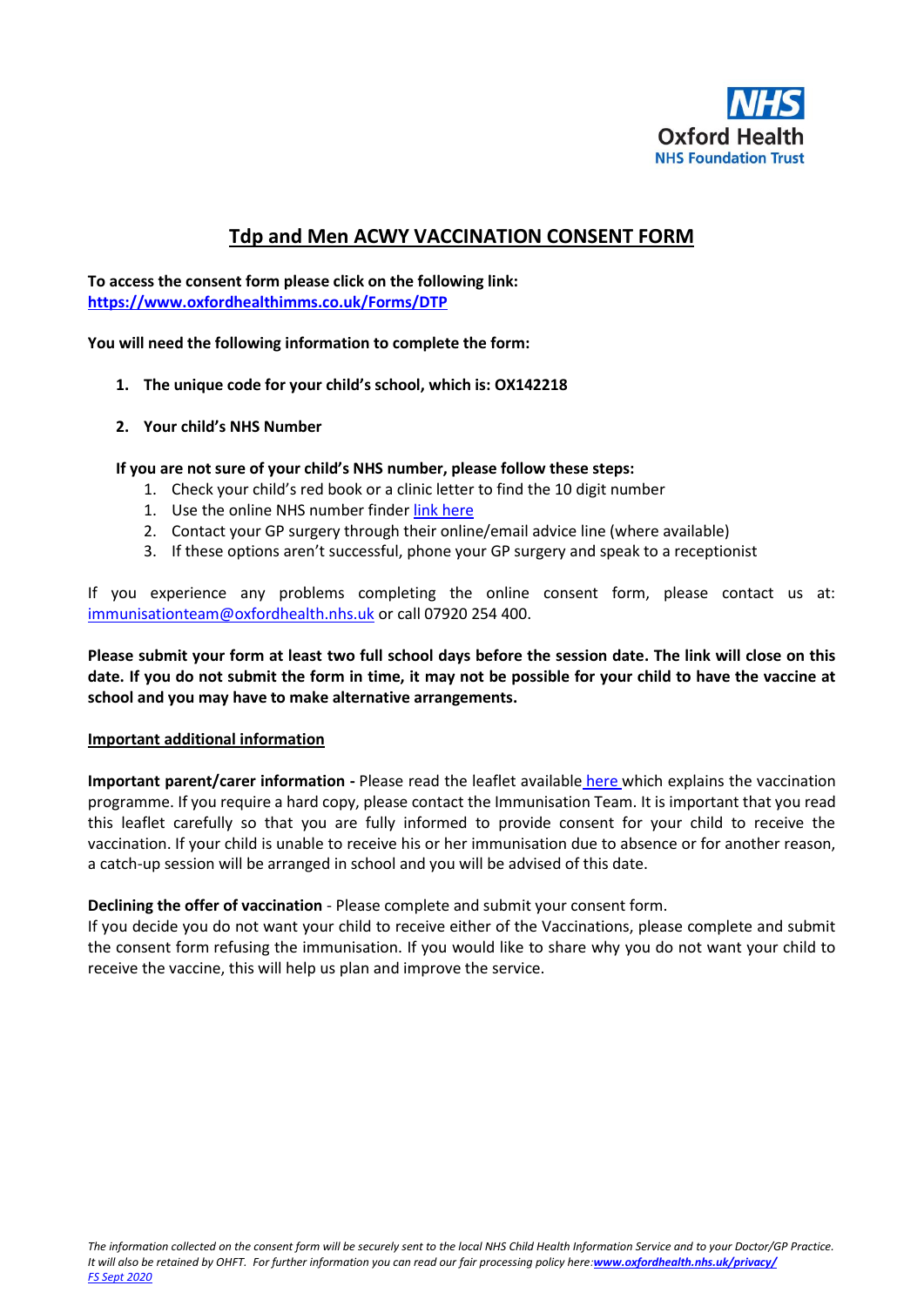**Oxford Health**
**NHS Foundation Trust**

# Tdp and Men ACWY VACCINATION CONSENT FORM

**To access the consent form please click on the following link:**
**[https://www.oxfordhealthimms.co.uk/Forms/DTP](https://www.oxfordhealthimms.co.uk/Forms/DTP)**

**You will need the following information to complete the form:**

1. **The unique code for your child's school, which is: OX142218**

2. **Your child's NHS Number**

**If you are not sure of your child's NHS number, please follow these steps:**

1. Check your child's red book or a clinic letter to find the 10 digit number
1. Use the online NHS number finder link here
2. Contact your GP surgery through their online/email advice line (where available)
3. If these options aren't successful, phone your GP surgery and speak to a receptionist

If you experience any problems completing the online consent form, please contact us at: immunisationteam@oxfordhealth.nhs.uk or call 07920 254 400.

**Please submit your form at least two full school days before the session date. The link will close on this date. If you do not submit the form in time, it may not be possible for your child to have the vaccine at school and you may have to make alternative arrangements.**

**Important additional information**

**Important parent/carer information -** Please read the leaflet available here which explains the vaccination programme. If you require a hard copy, please contact the Immunisation Team. It is important that you read this leaflet carefully so that you are fully informed to provide consent for your child to receive the vaccination. If your child is unable to receive his or her immunisation due to absence or for another reason, a catch-up session will be arranged in school and you will be advised of this date.

**Declining the offer of vaccination** - Please complete and submit your consent form.
If you decide you do not want your child to receive either of the Vaccinations, please complete and submit the consent form refusing the immunisation. If you would like to share why you do not want your child to receive the vaccine, this will help us plan and improve the service.

*The information collected on the consent form will be securely sent to the local NHS Child Health Information Service and to your Doctor/GP Practice. It will also be retained by OHFT. For further information you can read our fair processing policy here:* ***www.oxfordhealth.nhs.uk/privacy/***
*FS Sept 2020*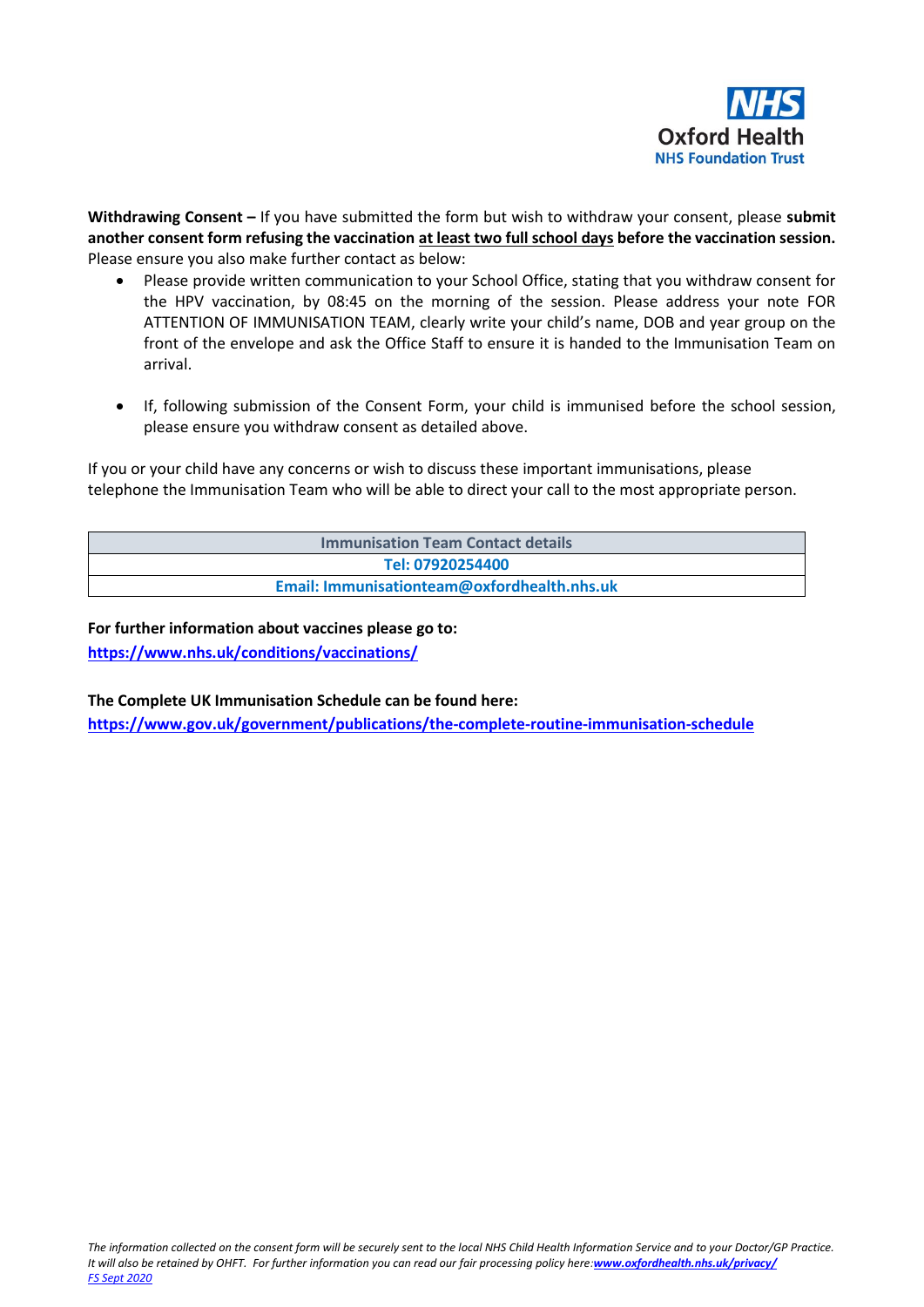NHS
Oxford Health
NHS Foundation Trust

**Withdrawing Consent –** If you have submitted the form but wish to withdraw your consent, please **submit another consent form refusing the vaccination at least two full school days before the vaccination session.** Please ensure you also make further contact as below:

- Please provide written communication to your School Office, stating that you withdraw consent for the HPV vaccination, by 08:45 on the morning of the session. Please address your note FOR ATTENTION OF IMMUNISATION TEAM, clearly write your child's name, DOB and year group on the front of the envelope and ask the Office Staff to ensure it is handed to the Immunisation Team on arrival.

- If, following submission of the Consent Form, your child is immunised before the school session, please ensure you withdraw consent as detailed above.

If you or your child have any concerns or wish to discuss these important immunisations, please telephone the Immunisation Team who will be able to direct your call to the most appropriate person.

| **Immunisation Team Contact details** |
| --- |
| **Tel: 07920254400** |
| **Email: Immunisationteam@oxfordhealth.nhs.uk** |

**For further information about vaccines please go to:**
**https://www.nhs.uk/conditions/vaccinations/**

**The Complete UK Immunisation Schedule can be found here:**
**https://www.gov.uk/government/publications/the-complete-routine-immunisation-schedule**

*The information collected on the consent form will be securely sent to the local NHS Child Health Information Service and to your Doctor/GP Practice. It will also be retained by OHFT. For further information you can read our fair processing policy here:* ***www.oxfordhealth.nhs.uk/privacy/***
*FS Sept 2020*